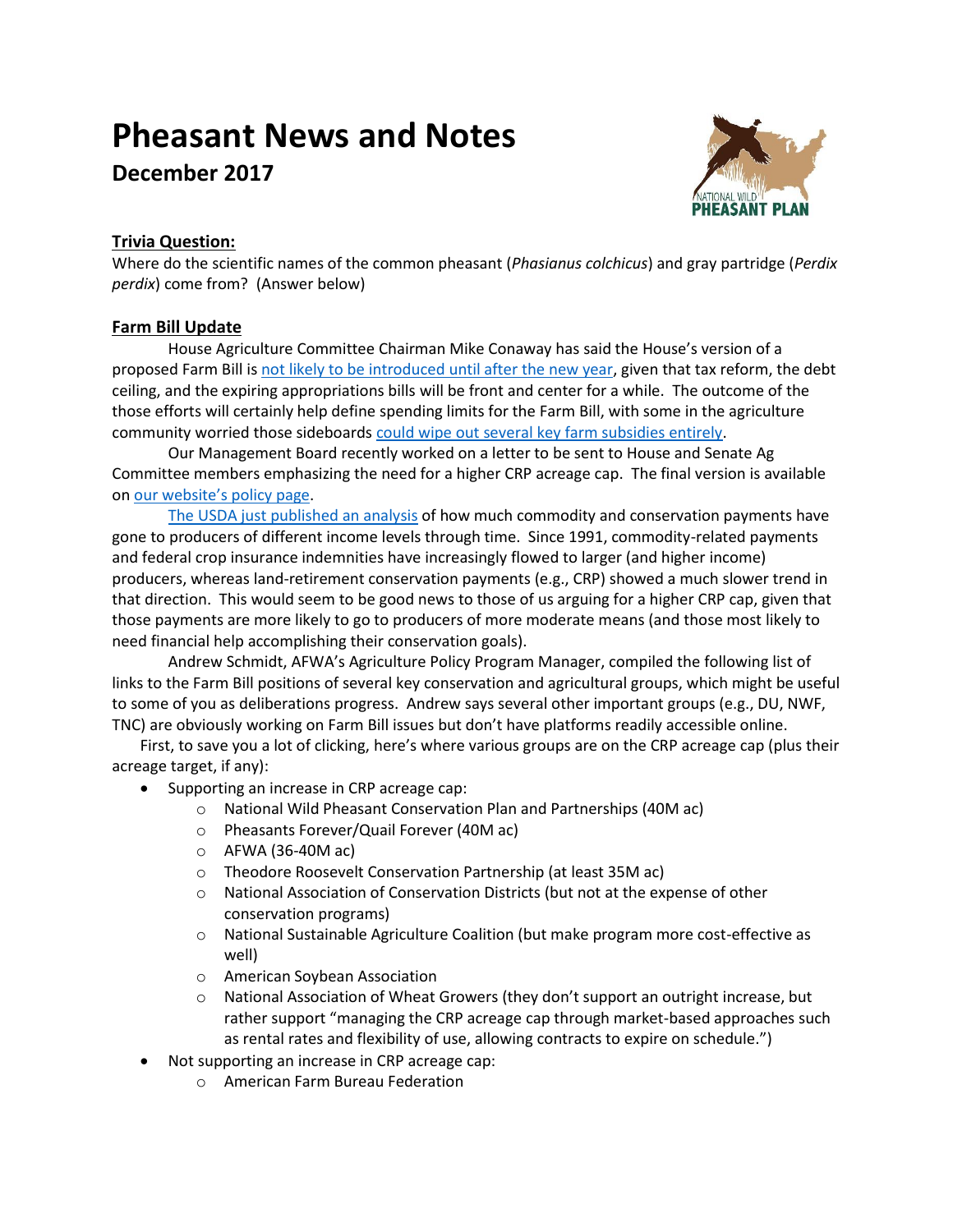# Pheasant News and Notes

## December 2017

**Trivia Question:**

Where do the scientific names of the common pheasant (*Phasianus colchicus*) and gray partridge (*Perdix perdix*) come from? (Answer below)

**Farm Bill Update**

House Agriculture Committee Chairman Mike Conaway has said the House's version of a proposed Farm Bill is not likely to be introduced until after the new year, given that tax reform, the debt ceiling, and the expiring appropriations bills will be front and center for a while. The outcome of the those efforts will certainly help define spending limits for the Farm Bill, with some in the agriculture community worried those sideboards could wipe out several key farm subsidies entirely.

Our Management Board recently worked on a letter to be sent to House and Senate Ag Committee members emphasizing the need for a higher CRP acreage cap. The final version is available on our website's policy page.

The USDA just published an analysis of how much commodity and conservation payments have gone to producers of different income levels through time. Since 1991, commodity-related payments and federal crop insurance indemnities have increasingly flowed to larger (and higher income) producers, whereas land-retirement conservation payments (e.g., CRP) showed a much slower trend in that direction. This would seem to be good news to those of us arguing for a higher CRP cap, given that those payments are more likely to go to producers of more moderate means (and those most likely to need financial help accomplishing their conservation goals).

Andrew Schmidt, AFWA's Agriculture Policy Program Manager, compiled the following list of links to the Farm Bill positions of several key conservation and agricultural groups, which might be useful to some of you as deliberations progress. Andrew says several other important groups (e.g., DU, NWF, TNC) are obviously working on Farm Bill issues but don't have platforms readily accessible online.

First, to save you a lot of clicking, here's where various groups are on the CRP acreage cap (plus their acreage target, if any):

- Supporting an increase in CRP acreage cap:
    - National Wild Pheasant Conservation Plan and Partnerships (40M ac)
    - Pheasants Forever/Quail Forever (40M ac)
    - AFWA (36-40M ac)
    - Theodore Roosevelt Conservation Partnership (at least 35M ac)
    - National Association of Conservation Districts (but not at the expense of other conservation programs)
    - National Sustainable Agriculture Coalition (but make program more cost-effective as well)
    - American Soybean Association
    - National Association of Wheat Growers (they don't support an outright increase, but rather support "managing the CRP acreage cap through market-based approaches such as rental rates and flexibility of use, allowing contracts to expire on schedule.")
- Not supporting an increase in CRP acreage cap:
    - American Farm Bureau Federation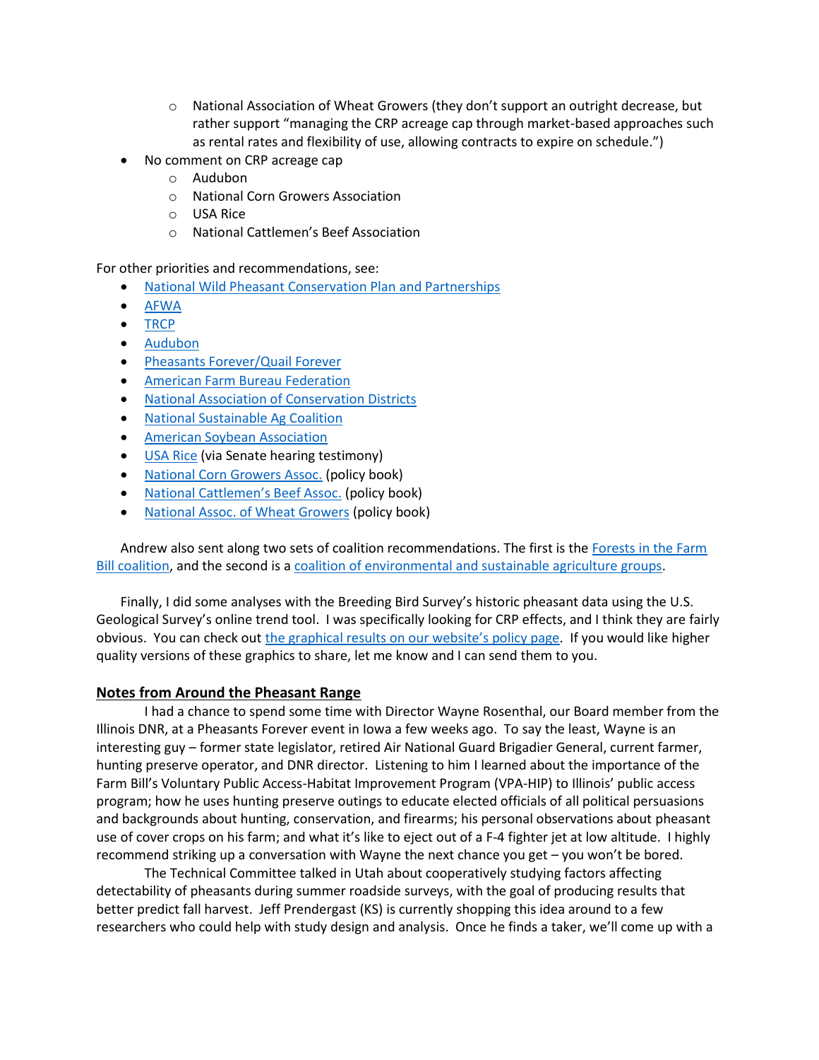- National Association of Wheat Growers (they don't support an outright decrease, but rather support "managing the CRP acreage cap through market-based approaches such as rental rates and flexibility of use, allowing contracts to expire on schedule.")
- No comment on CRP acreage cap
    - Audubon
    - National Corn Growers Association
    - USA Rice
    - National Cattlemen's Beef Association

For other priorities and recommendations, see:

- National Wild Pheasant Conservation Plan and Partnerships
- AFWA
- TRCP
- Audubon
- Pheasants Forever/Quail Forever
- American Farm Bureau Federation
- National Association of Conservation Districts
- National Sustainable Ag Coalition
- American Soybean Association
- USA Rice (via Senate hearing testimony)
- National Corn Growers Assoc. (policy book)
- National Cattlemen's Beef Assoc. (policy book)
- National Assoc. of Wheat Growers (policy book)

Andrew also sent along two sets of coalition recommendations. The first is the Forests in the Farm Bill coalition, and the second is a coalition of environmental and sustainable agriculture groups.

Finally, I did some analyses with the Breeding Bird Survey's historic pheasant data using the U.S. Geological Survey's online trend tool. I was specifically looking for CRP effects, and I think they are fairly obvious. You can check out the graphical results on our website's policy page. If you would like higher quality versions of these graphics to share, let me know and I can send them to you.

## Notes from Around the Pheasant Range

I had a chance to spend some time with Director Wayne Rosenthal, our Board member from the Illinois DNR, at a Pheasants Forever event in Iowa a few weeks ago. To say the least, Wayne is an interesting guy – former state legislator, retired Air National Guard Brigadier General, current farmer, hunting preserve operator, and DNR director. Listening to him I learned about the importance of the Farm Bill's Voluntary Public Access-Habitat Improvement Program (VPA-HIP) to Illinois' public access program; how he uses hunting preserve outings to educate elected officials of all political persuasions and backgrounds about hunting, conservation, and firearms; his personal observations about pheasant use of cover crops on his farm; and what it's like to eject out of a F-4 fighter jet at low altitude. I highly recommend striking up a conversation with Wayne the next chance you get – you won't be bored.

The Technical Committee talked in Utah about cooperatively studying factors affecting detectability of pheasants during summer roadside surveys, with the goal of producing results that better predict fall harvest. Jeff Prendergast (KS) is currently shopping this idea around to a few researchers who could help with study design and analysis. Once he finds a taker, we'll come up with a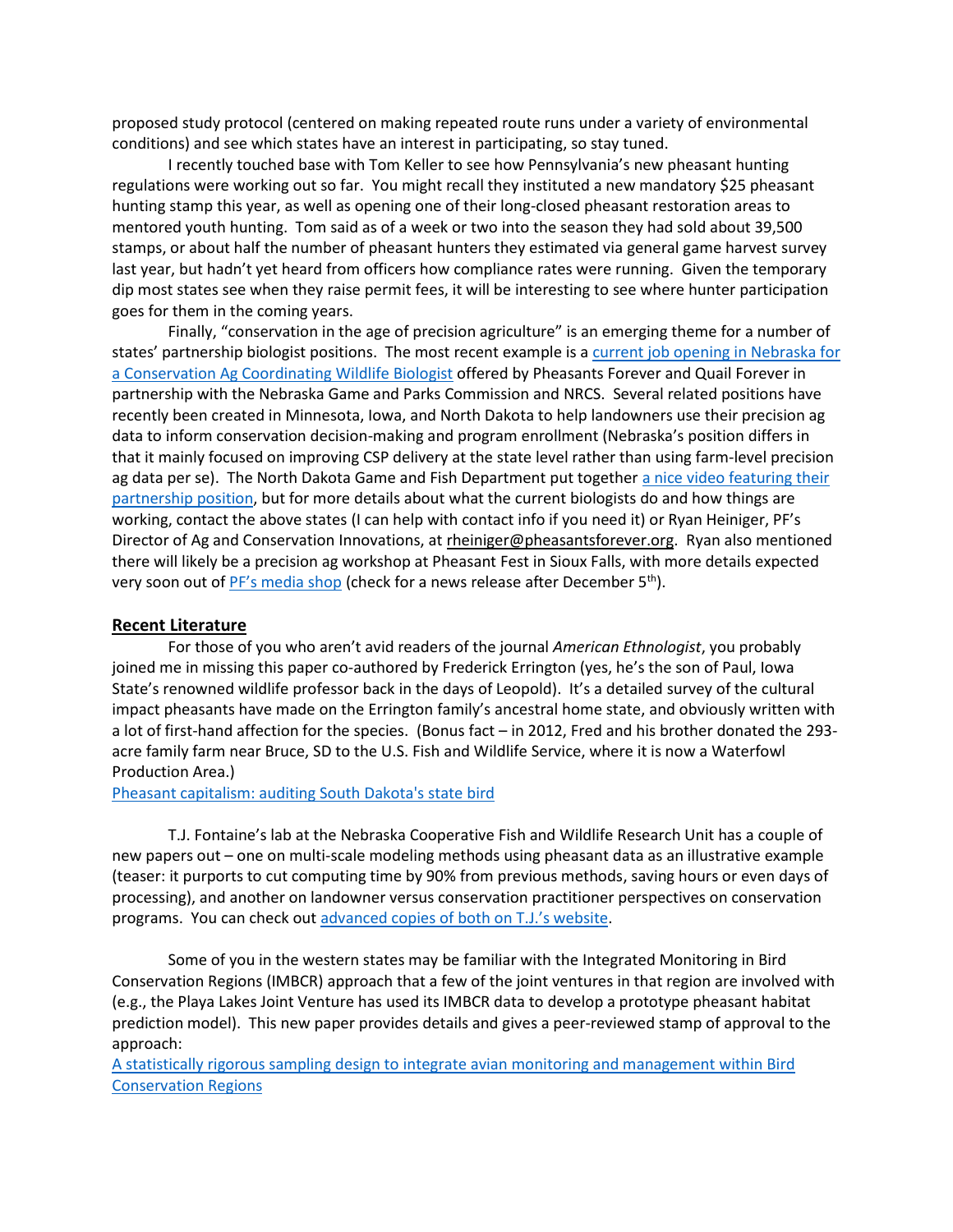proposed study protocol (centered on making repeated route runs under a variety of environmental conditions) and see which states have an interest in participating, so stay tuned.

I recently touched base with Tom Keller to see how Pennsylvania's new pheasant hunting regulations were working out so far. You might recall they instituted a new mandatory $25 pheasant hunting stamp this year, as well as opening one of their long-closed pheasant restoration areas to mentored youth hunting. Tom said as of a week or two into the season they had sold about 39,500 stamps, or about half the number of pheasant hunters they estimated via general game harvest survey last year, but hadn't yet heard from officers how compliance rates were running. Given the temporary dip most states see when they raise permit fees, it will be interesting to see where hunter participation goes for them in the coming years.

Finally, "conservation in the age of precision agriculture" is an emerging theme for a number of states' partnership biologist positions. The most recent example is a current job opening in Nebraska for a Conservation Ag Coordinating Wildlife Biologist offered by Pheasants Forever and Quail Forever in partnership with the Nebraska Game and Parks Commission and NRCS. Several related positions have recently been created in Minnesota, Iowa, and North Dakota to help landowners use their precision ag data to inform conservation decision-making and program enrollment (Nebraska's position differs in that it mainly focused on improving CSP delivery at the state level rather than using farm-level precision ag data per se). The North Dakota Game and Fish Department put together a nice video featuring their partnership position, but for more details about what the current biologists do and how things are working, contact the above states (I can help with contact info if you need it) or Ryan Heiniger, PF's Director of Ag and Conservation Innovations, at rheiniger@pheasantsforever.org. Ryan also mentioned there will likely be a precision ag workshop at Pheasant Fest in Sioux Falls, with more details expected very soon out of PF's media shop (check for a news release after December 5th).

## Recent Literature

For those of you who aren't avid readers of the journal *American Ethnologist*, you probably joined me in missing this paper co-authored by Frederick Errington (yes, he's the son of Paul, Iowa State's renowned wildlife professor back in the days of Leopold). It's a detailed survey of the cultural impact pheasants have made on the Errington family's ancestral home state, and obviously written with a lot of first-hand affection for the species. (Bonus fact – in 2012, Fred and his brother donated the 293-acre family farm near Bruce, SD to the U.S. Fish and Wildlife Service, where it is now a Waterfowl Production Area.)

Pheasant capitalism: auditing South Dakota's state bird

T.J. Fontaine's lab at the Nebraska Cooperative Fish and Wildlife Research Unit has a couple of new papers out – one on multi-scale modeling methods using pheasant data as an illustrative example (teaser: it purports to cut computing time by 90% from previous methods, saving hours or even days of processing), and another on landowner versus conservation practitioner perspectives on conservation programs. You can check out advanced copies of both on T.J.'s website.

Some of you in the western states may be familiar with the Integrated Monitoring in Bird Conservation Regions (IMBCR) approach that a few of the joint ventures in that region are involved with (e.g., the Playa Lakes Joint Venture has used its IMBCR data to develop a prototype pheasant habitat prediction model). This new paper provides details and gives a peer-reviewed stamp of approval to the approach:

A statistically rigorous sampling design to integrate avian monitoring and management within Bird Conservation Regions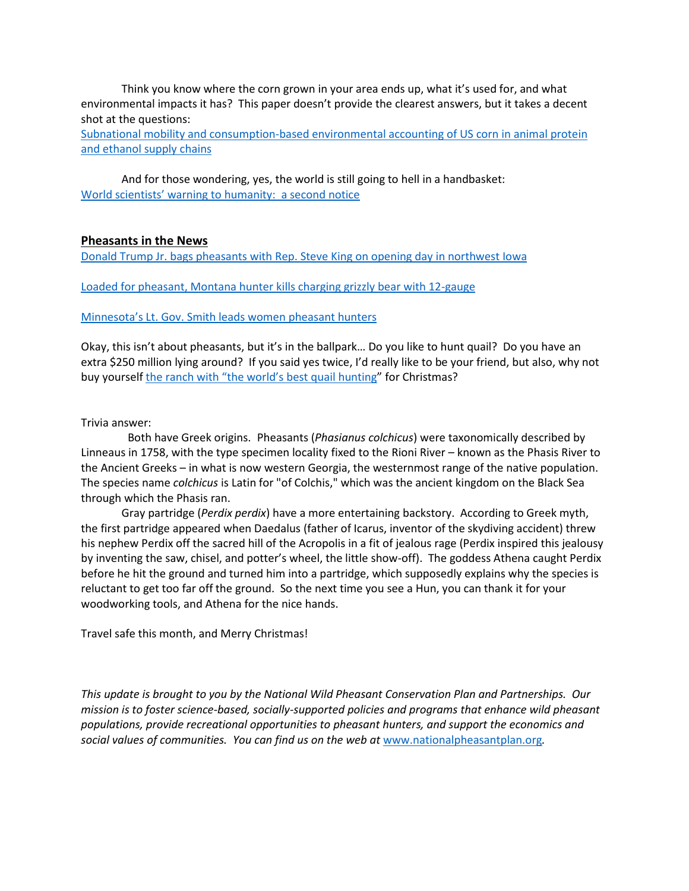Think you know where the corn grown in your area ends up, what it's used for, and what environmental impacts it has? This paper doesn't provide the clearest answers, but it takes a decent shot at the questions:
[Subnational mobility and consumption-based environmental accounting of US corn in animal protein and ethanol supply chains]

And for those wondering, yes, the world is still going to hell in a handbasket:
[World scientists' warning to humanity: a second notice]

**Pheasants in the News**

[Donald Trump Jr. bags pheasants with Rep. Steve King on opening day in northwest Iowa]

[Loaded for pheasant, Montana hunter kills charging grizzly bear with 12-gauge]

[Minnesota's Lt. Gov. Smith leads women pheasant hunters]

Okay, this isn't about pheasants, but it's in the ballpark… Do you like to hunt quail? Do you have an extra $250 million lying around? If you said yes twice, I'd really like to be your friend, but also, why not buy yourself [the ranch with "the world's best quail hunting]" for Christmas?

Trivia answer:

Both have Greek origins. Pheasants (*Phasianus colchicus*) were taxonomically described by Linneaus in 1758, with the type specimen locality fixed to the Rioni River – known as the Phasis River to the Ancient Greeks – in what is now western Georgia, the westernmost range of the native population. The species name *colchicus* is Latin for "of Colchis," which was the ancient kingdom on the Black Sea through which the Phasis ran.

Gray partridge (*Perdix perdix*) have a more entertaining backstory. According to Greek myth, the first partridge appeared when Daedalus (father of Icarus, inventor of the skydiving accident) threw his nephew Perdix off the sacred hill of the Acropolis in a fit of jealous rage (Perdix inspired this jealousy by inventing the saw, chisel, and potter's wheel, the little show-off). The goddess Athena caught Perdix before he hit the ground and turned him into a partridge, which supposedly explains why the species is reluctant to get too far off the ground. So the next time you see a Hun, you can thank it for your woodworking tools, and Athena for the nice hands.

Travel safe this month, and Merry Christmas!

*This update is brought to you by the National Wild Pheasant Conservation Plan and Partnerships. Our mission is to foster science-based, socially-supported policies and programs that enhance wild pheasant populations, provide recreational opportunities to pheasant hunters, and support the economics and social values of communities. You can find us on the web at* www.nationalpheasantplan.org*.*